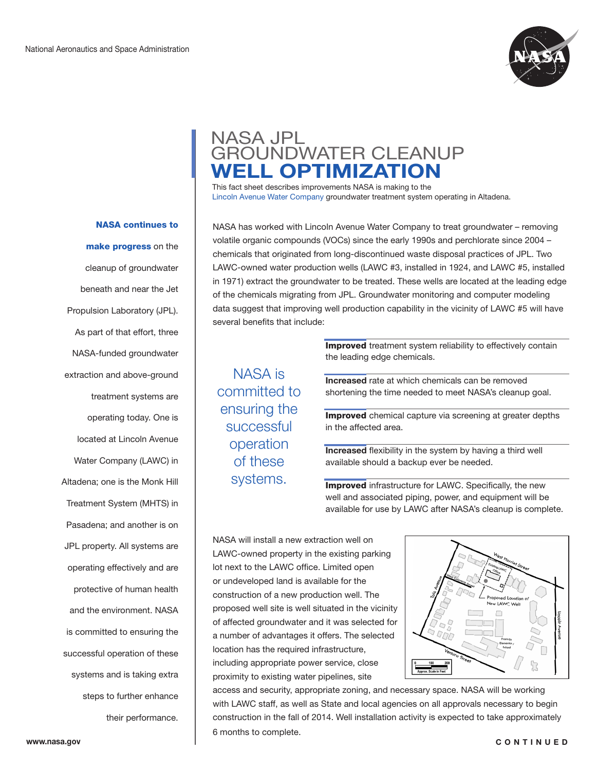National Aeronautics and Space Administration

# NASA JPL GROUNDWATER CLEANUP
# WELL OPTIMIZATION

This fact sheet describes improvements NASA is making to the Lincoln Avenue Water Company groundwater treatment system operating in Altadena.

**NASA continues to make progress** on the cleanup of groundwater beneath and near the Jet Propulsion Laboratory (JPL). As part of that effort, three NASA-funded groundwater extraction and above-ground treatment systems are operating today. One is located at Lincoln Avenue Water Company (LAWC) in Altadena; one is the Monk Hill Treatment System (MHTS) in Pasadena; and another is on JPL property. All systems are operating effectively and are protective of human health and the environment. NASA is committed to ensuring the successful operation of these systems and is taking extra steps to further enhance their performance.

NASA has worked with Lincoln Avenue Water Company to treat groundwater – removing volatile organic compounds (VOCs) since the early 1990s and perchlorate since 2004 – chemicals that originated from long-discontinued waste disposal practices of JPL. Two LAWC-owned water production wells (LAWC #3, installed in 1924, and LAWC #5, installed in 1971) extract the groundwater to be treated. These wells are located at the leading edge of the chemicals migrating from JPL. Groundwater monitoring and computer modeling data suggest that improving well production capability in the vicinity of LAWC #5 will have several benefits that include:

NASA is committed to ensuring the successful operation of these systems.

- **Improved** treatment system reliability to effectively contain the leading edge chemicals.
- **Increased** rate at which chemicals can be removed shortening the time needed to meet NASA's cleanup goal.
- **Improved** chemical capture via screening at greater depths in the affected area.
- **Increased** flexibility in the system by having a third well available should a backup ever be needed.
- **Improved** infrastructure for LAWC. Specifically, the new well and associated piping, power, and equipment will be available for use by LAWC after NASA's cleanup is complete.

NASA will install a new extraction well on LAWC-owned property in the existing parking lot next to the LAWC office. Limited open or undeveloped land is available for the construction of a new production well. The proposed well site is well situated in the vicinity of affected groundwater and it was selected for a number of advantages it offers. The selected location has the required infrastructure, including appropriate power service, close proximity to existing water pipelines, site access and security, appropriate zoning, and necessary space. NASA will be working with LAWC staff, as well as State and local agencies on all approvals necessary to begin construction in the fall of 2014. Well installation activity is expected to take approximately 6 months to complete.

www.nasa.gov

CONTINUED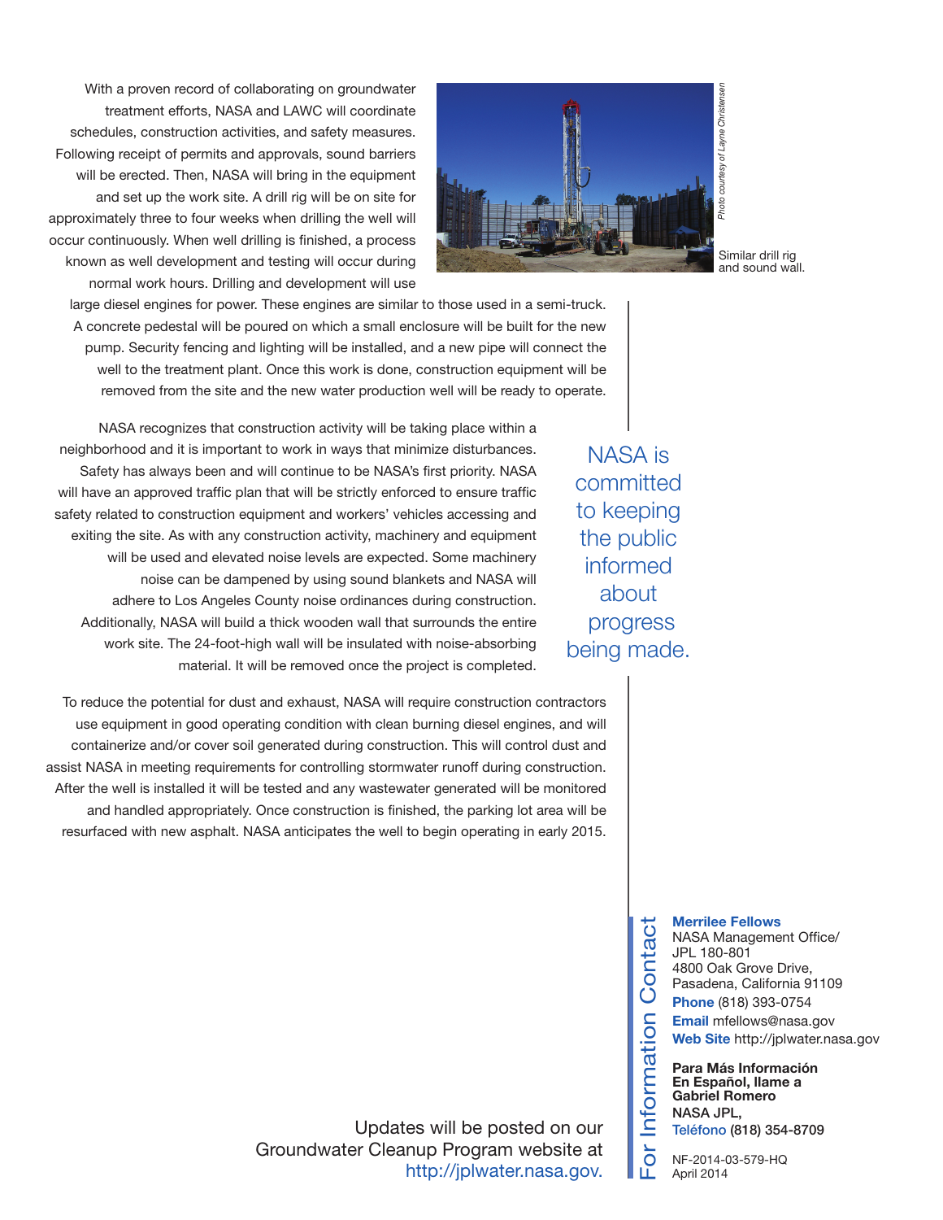With a proven record of collaborating on groundwater treatment efforts, NASA and LAWC will coordinate schedules, construction activities, and safety measures. Following receipt of permits and approvals, sound barriers will be erected. Then, NASA will bring in the equipment and set up the work site. A drill rig will be on site for approximately three to four weeks when drilling the well will occur continuously. When well drilling is finished, a process known as well development and testing will occur during normal work hours. Drilling and development will use large diesel engines for power. These engines are similar to those used in a semi-truck. A concrete pedestal will be poured on which a small enclosure will be built for the new pump. Security fencing and lighting will be installed, and a new pipe will connect the well to the treatment plant. Once this work is done, construction equipment will be removed from the site and the new water production well will be ready to operate.

*Photo courtesy of Layne Christensen*

Similar drill rig and sound wall.

NASA recognizes that construction activity will be taking place within a neighborhood and it is important to work in ways that minimize disturbances. Safety has always been and will continue to be NASA's first priority. NASA will have an approved traffic plan that will be strictly enforced to ensure traffic safety related to construction equipment and workers' vehicles accessing and exiting the site. As with any construction activity, machinery and equipment will be used and elevated noise levels are expected. Some machinery noise can be dampened by using sound blankets and NASA will adhere to Los Angeles County noise ordinances during construction. Additionally, NASA will build a thick wooden wall that surrounds the entire work site. The 24-foot-high wall will be insulated with noise-absorbing material. It will be removed once the project is completed.

NASA is committed to keeping the public informed about progress being made.

To reduce the potential for dust and exhaust, NASA will require construction contractors use equipment in good operating condition with clean burning diesel engines, and will containerize and/or cover soil generated during construction. This will control dust and assist NASA in meeting requirements for controlling stormwater runoff during construction. After the well is installed it will be tested and any wastewater generated will be monitored and handled appropriately. Once construction is finished, the parking lot area will be resurfaced with new asphalt. NASA anticipates the well to begin operating in early 2015.

Updates will be posted on our Groundwater Cleanup Program website at http://jplwater.nasa.gov.

## For Information Contact

**Merrilee Fellows**
NASA Management Office/
JPL 180-801
4800 Oak Grove Drive,
Pasadena, California 91109
**Phone** (818) 393-0754
**Email** mfellows@nasa.gov
**Web Site** http://jplwater.nasa.gov

**Para Más Información En Español, llame a Gabriel Romero**
NASA JPL,
Teléfono (818) 354-8709

NF-2014-03-579-HQ
April 2014